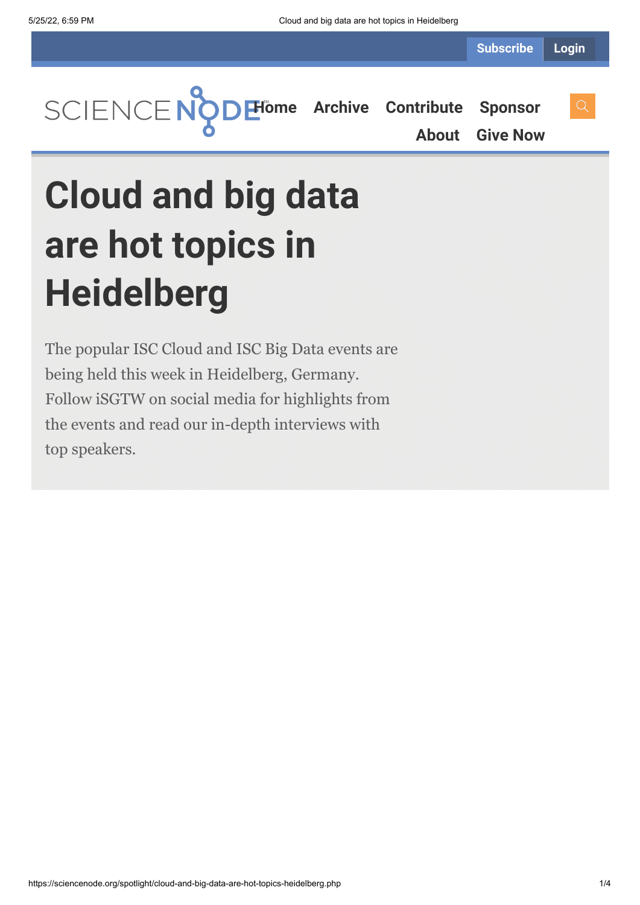# Cloud and big data are hot topics in Heidelberg

The popular ISC Cloud and ISC Big Data events are being held this week in Heidelberg, Germany. Follow iSGTW on social media for highlights from the events and read our in-depth interviews with top speakers.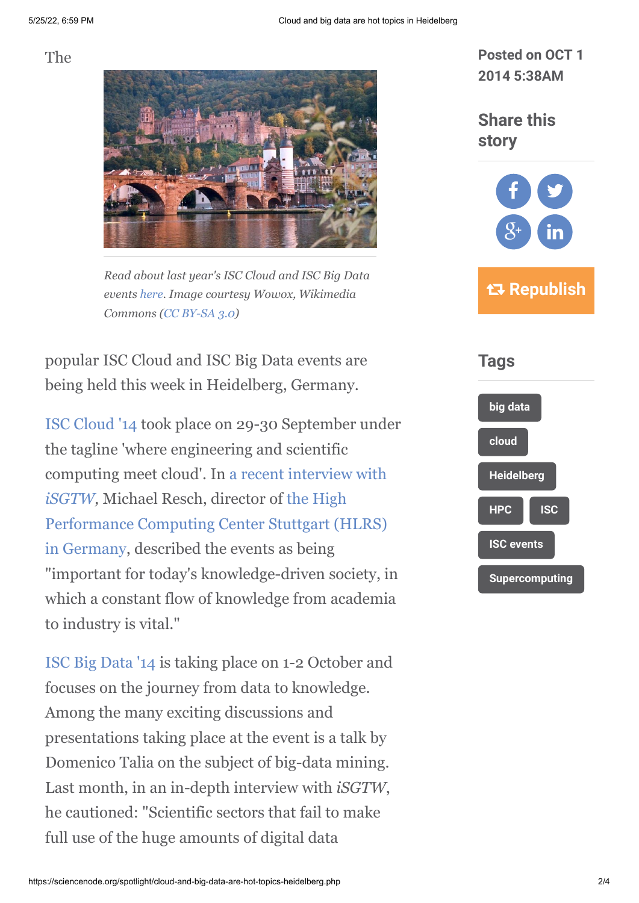The

*Read about last year's ISC Cloud and ISC Big Data events here. Image courtesy Wowox, Wikimedia Commons (CC BY-SA 3.0)*

popular ISC Cloud and ISC Big Data events are being held this week in Heidelberg, Germany.

ISC Cloud '14 took place on 29-30 September under the tagline 'where engineering and scientific computing meet cloud'. In a recent interview with *iSGTW*, Michael Resch, director of the High Performance Computing Center Stuttgart (HLRS) in Germany, described the events as being "important for today's knowledge-driven society, in which a constant flow of knowledge from academia to industry is vital."

ISC Big Data '14 is taking place on 1-2 October and focuses on the journey from data to knowledge. Among the many exciting discussions and presentations taking place at the event is a talk by Domenico Talia on the subject of big-data mining. Last month, in an in-depth interview with *iSGTW*, he cautioned: "Scientific sectors that fail to make full use of the huge amounts of digital data

**Posted on OCT 1 2014 5:38AM**

**Share this story**

**Republish**

**Tags**

- big data
- cloud
- Heidelberg
- HPC
- ISC
- ISC events
- Supercomputing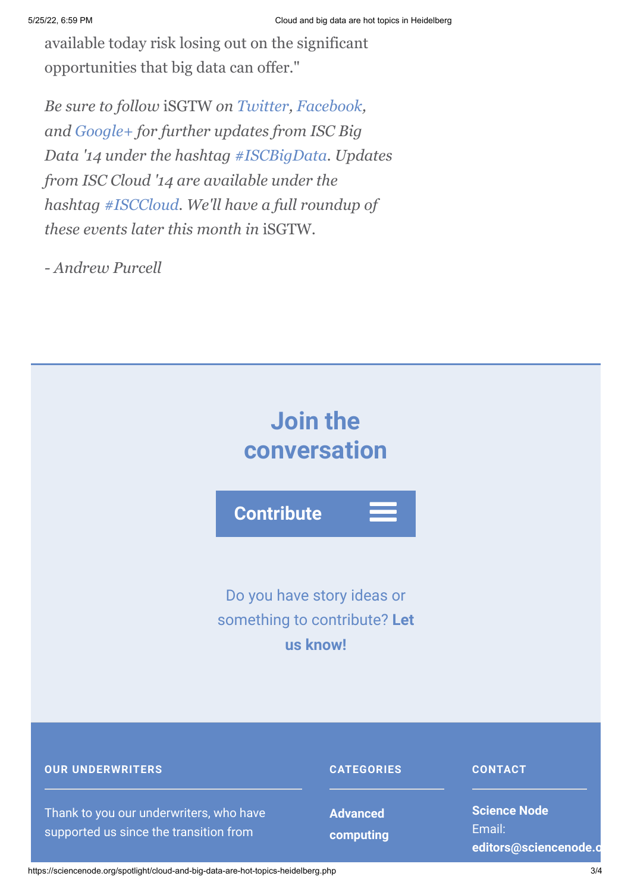available today risk losing out on the significant opportunities that big data can offer."

*Be sure to follow* iSGTW *on Twitter, Facebook, and Google+ for further updates from ISC Big Data '14 under the hashtag #ISCBigData. Updates from ISC Cloud '14 are available under the hashtag #ISCCloud. We'll have a full roundup of these events later this month in* iSGTW.

*- Andrew Purcell*

## Join the conversation

**Contribute**

Do you have story ideas or something to contribute? **Let us know!**

**OUR UNDERWRITERS**

Thank to you our underwriters, who have supported us since the transition from

**CATEGORIES**

**Advanced computing**

**CONTACT**

**Science Node**
Email:
**editors@sciencenode.o**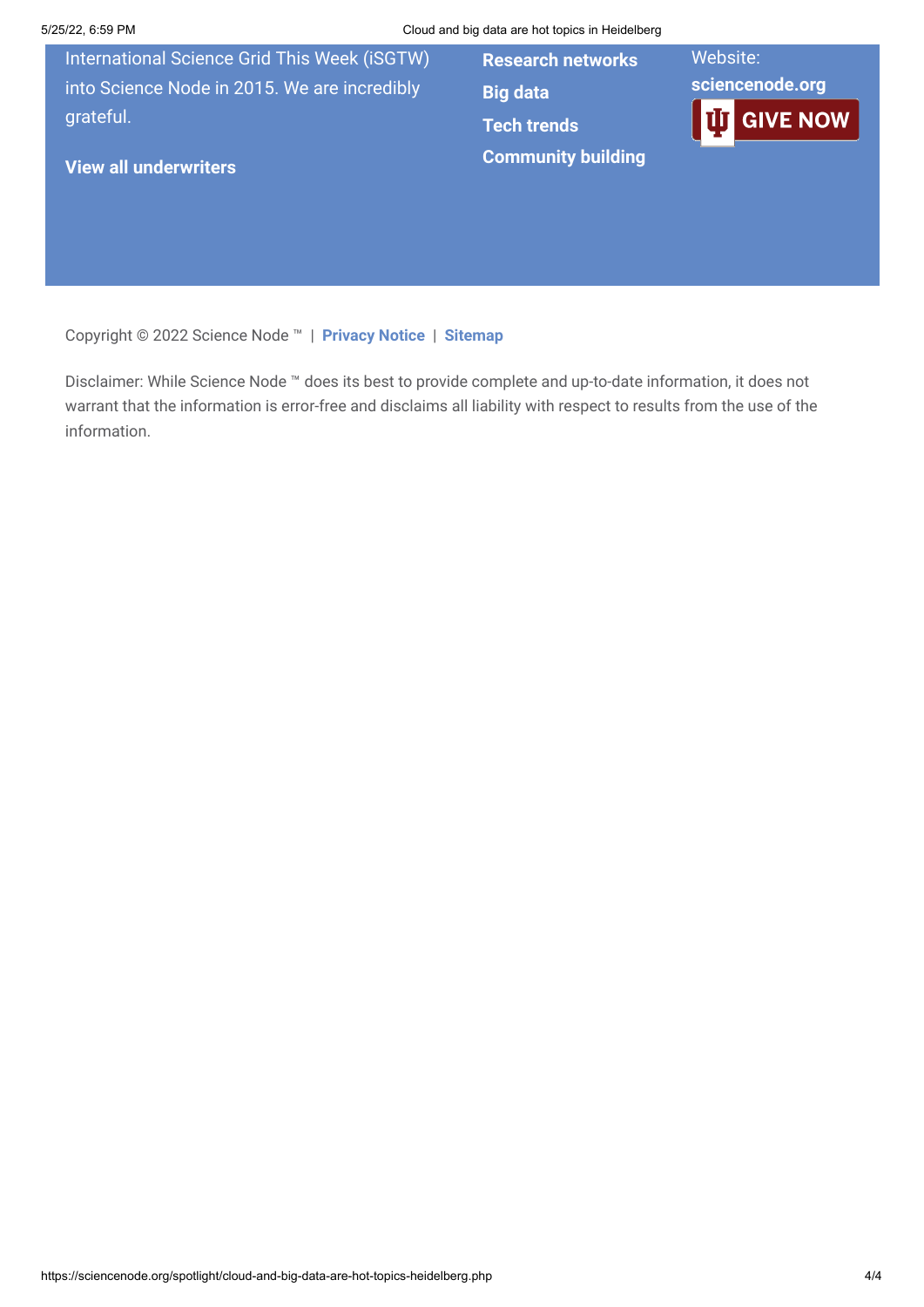International Science Grid This Week (iSGTW) into Science Node in 2015. We are incredibly grateful.

**View all underwriters**

**Research networks**

**Big data**

**Tech trends**

**Community building**

Website:
**sciencenode.org**

**GIVE NOW**

Copyright © 2022 Science Node ™ | **Privacy Notice** | **Sitemap**

Disclaimer: While Science Node ™ does its best to provide complete and up-to-date information, it does not warrant that the information is error-free and disclaims all liability with respect to results from the use of the information.